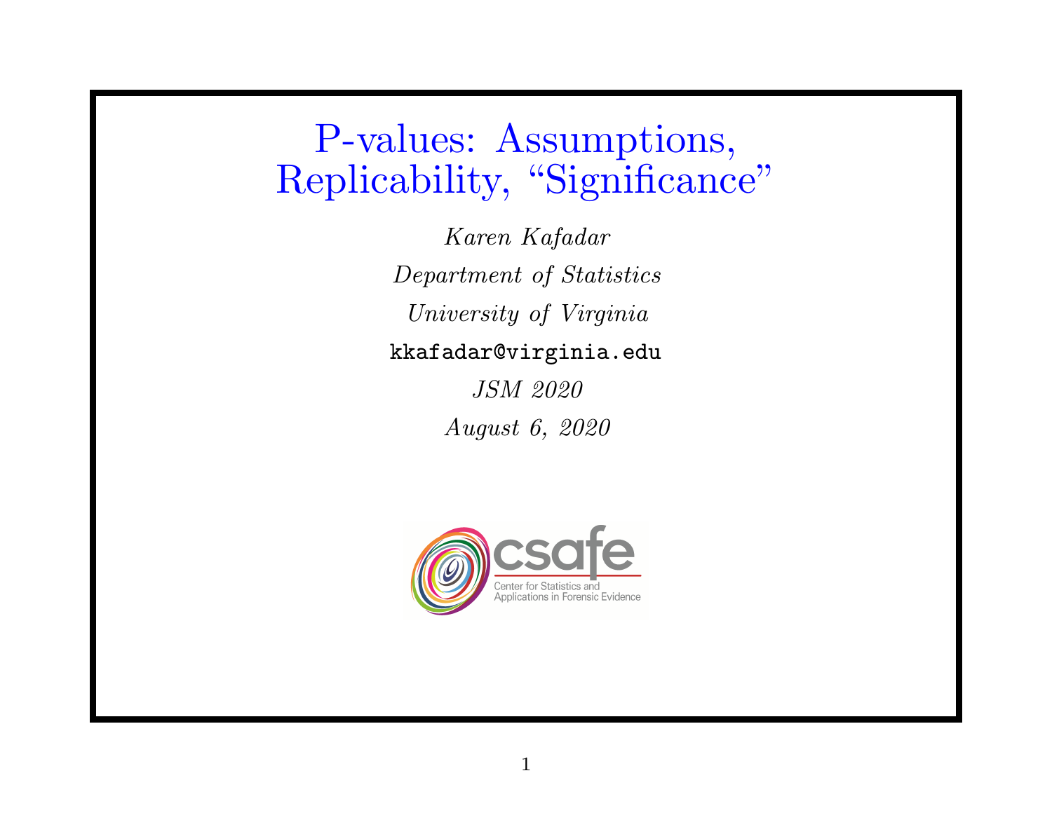# P-values: Assumptions, Replicability, "Significance"

*Karen Kafadar*

*Department of Statistics*

*University of Virginia*

`kkafadar@virginia.edu`

*JSM 2020*

*August 6, 2020*

csafe

Center for Statistics and Applications in Forensic Evidence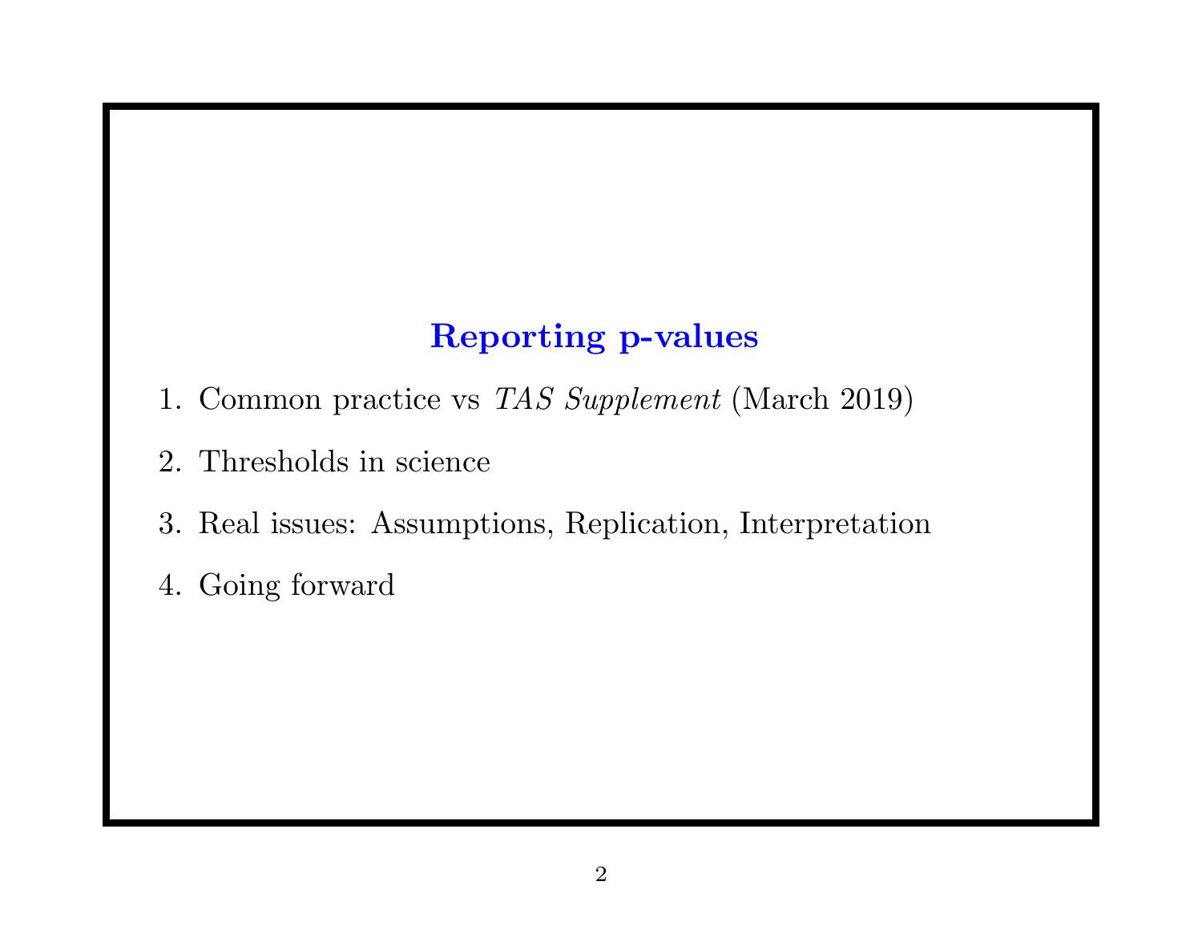## Reporting p-values

1. Common practice vs *TAS Supplement* (March 2019)
2. Thresholds in science
3. Real issues: Assumptions, Replication, Interpretation
4. Going forward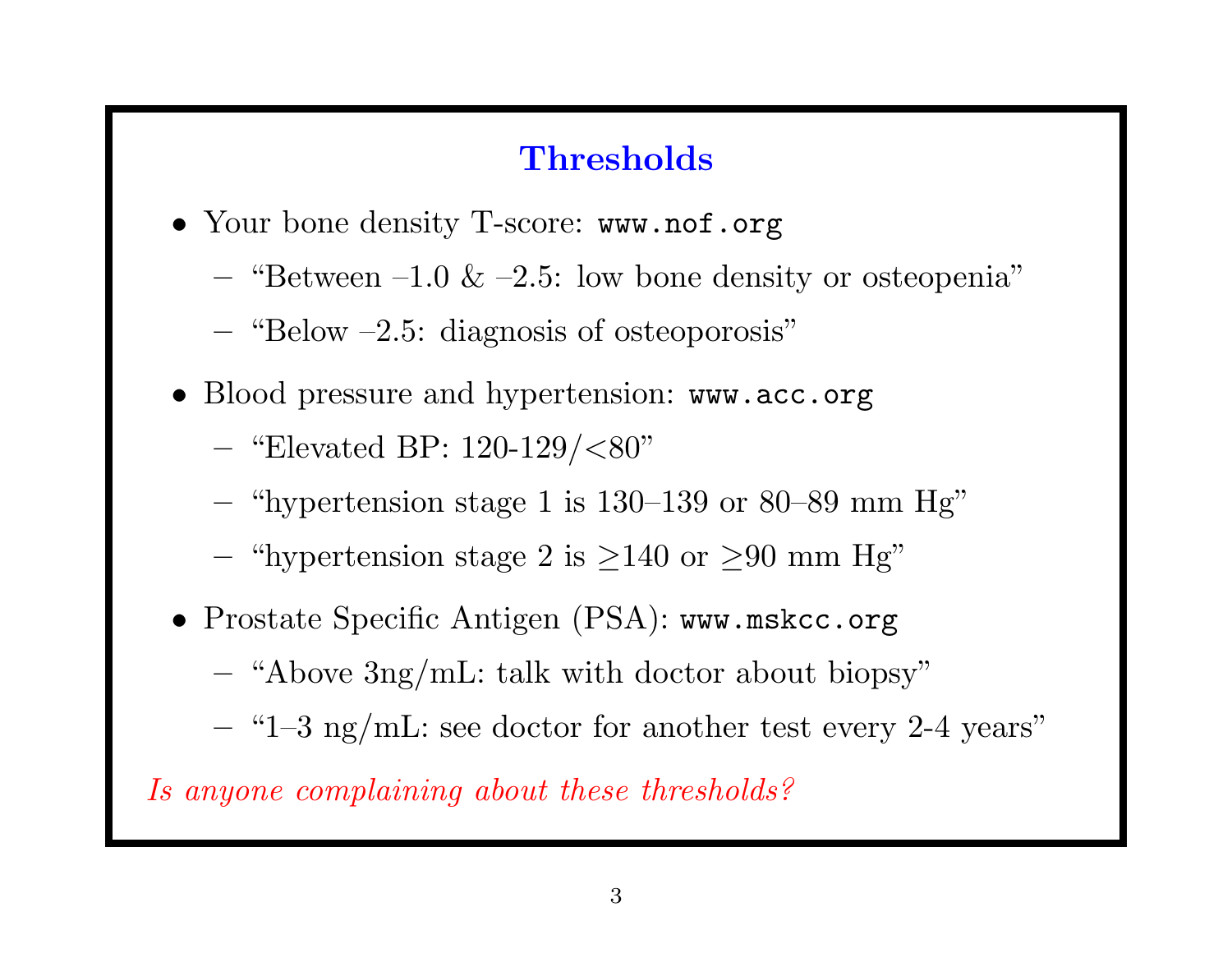## Thresholds

- Your bone density T-score: `www.nof.org`
  - "Between –1.0 & –2.5: low bone density or osteopenia"
  - "Below –2.5: diagnosis of osteoporosis"
- Blood pressure and hypertension: `www.acc.org`
  - "Elevated BP: 120-129/<80"
  - "hypertension stage 1 is 130–139 or 80–89 mm Hg"
  - "hypertension stage 2 is $\geq$140 or $\geq$90 mm Hg"
- Prostate Specific Antigen (PSA): `www.mskcc.org`
  - "Above 3ng/mL: talk with doctor about biopsy"
  - "1–3 ng/mL: see doctor for another test every 2-4 years"

*Is anyone complaining about these thresholds?*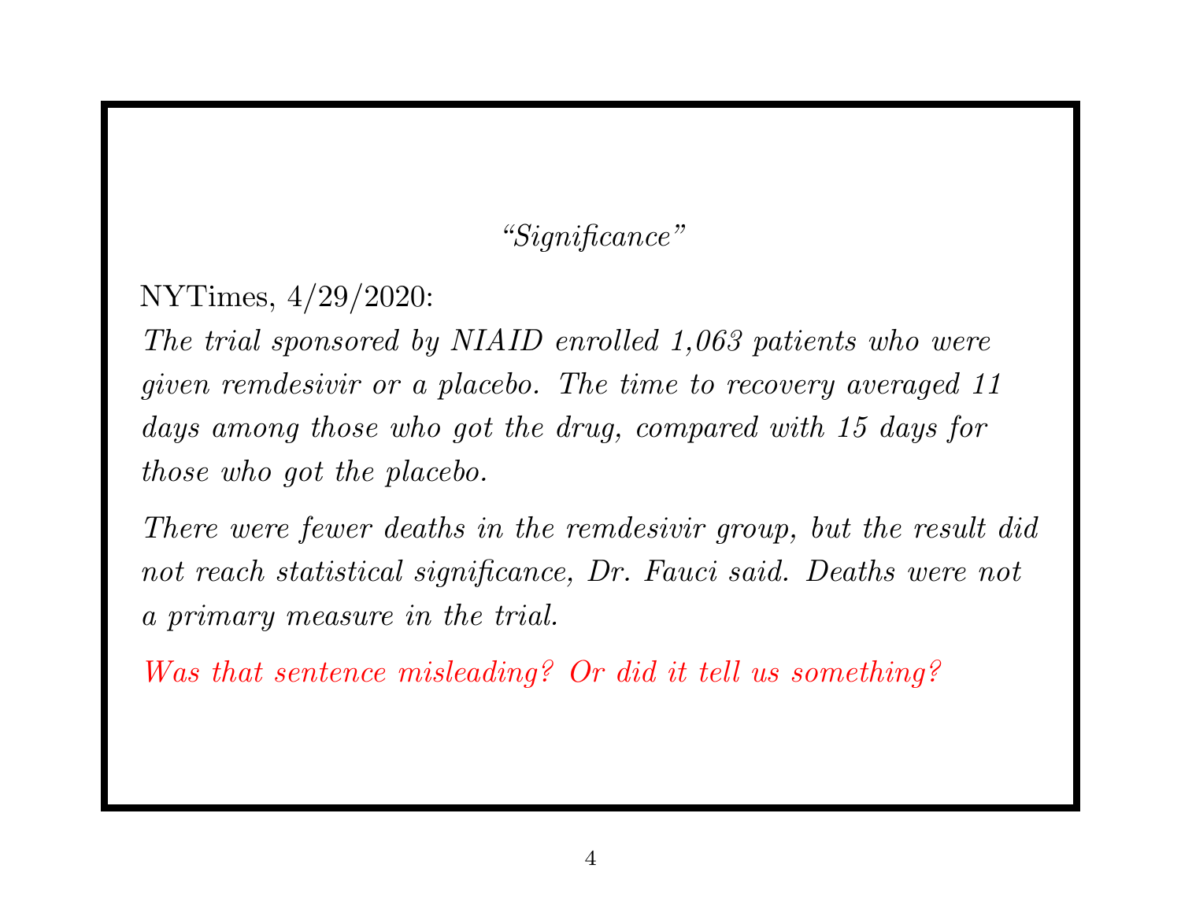*“Significance”*

NYTimes, 4/29/2020:

*The trial sponsored by NIAID enrolled 1,063 patients who were given remdesivir or a placebo. The time to recovery averaged 11 days among those who got the drug, compared with 15 days for those who got the placebo.*

*There were fewer deaths in the remdesivir group, but the result did not reach statistical significance, Dr. Fauci said. Deaths were not a primary measure in the trial.*

*Was that sentence misleading? Or did it tell us something?*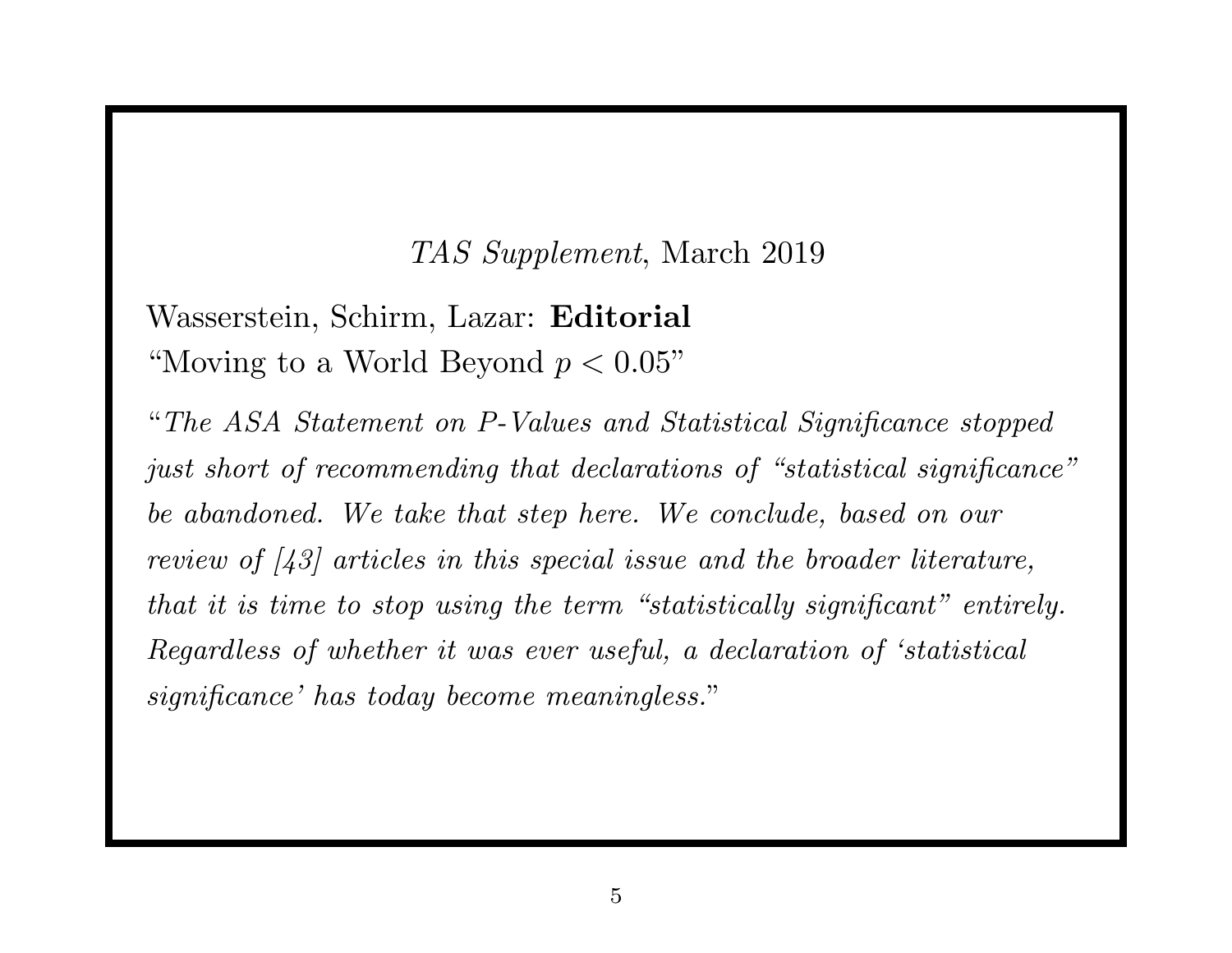*TAS Supplement*, March 2019

Wasserstein, Schirm, Lazar: **Editorial**
"Moving to a World Beyond $p < 0.05$"

"*The ASA Statement on P-Values and Statistical Significance stopped just short of recommending that declarations of "statistical significance" be abandoned. We take that step here. We conclude, based on our review of [43] articles in this special issue and the broader literature, that it is time to stop using the term "statistically significant" entirely. Regardless of whether it was ever useful, a declaration of 'statistical significance' has today become meaningless.*"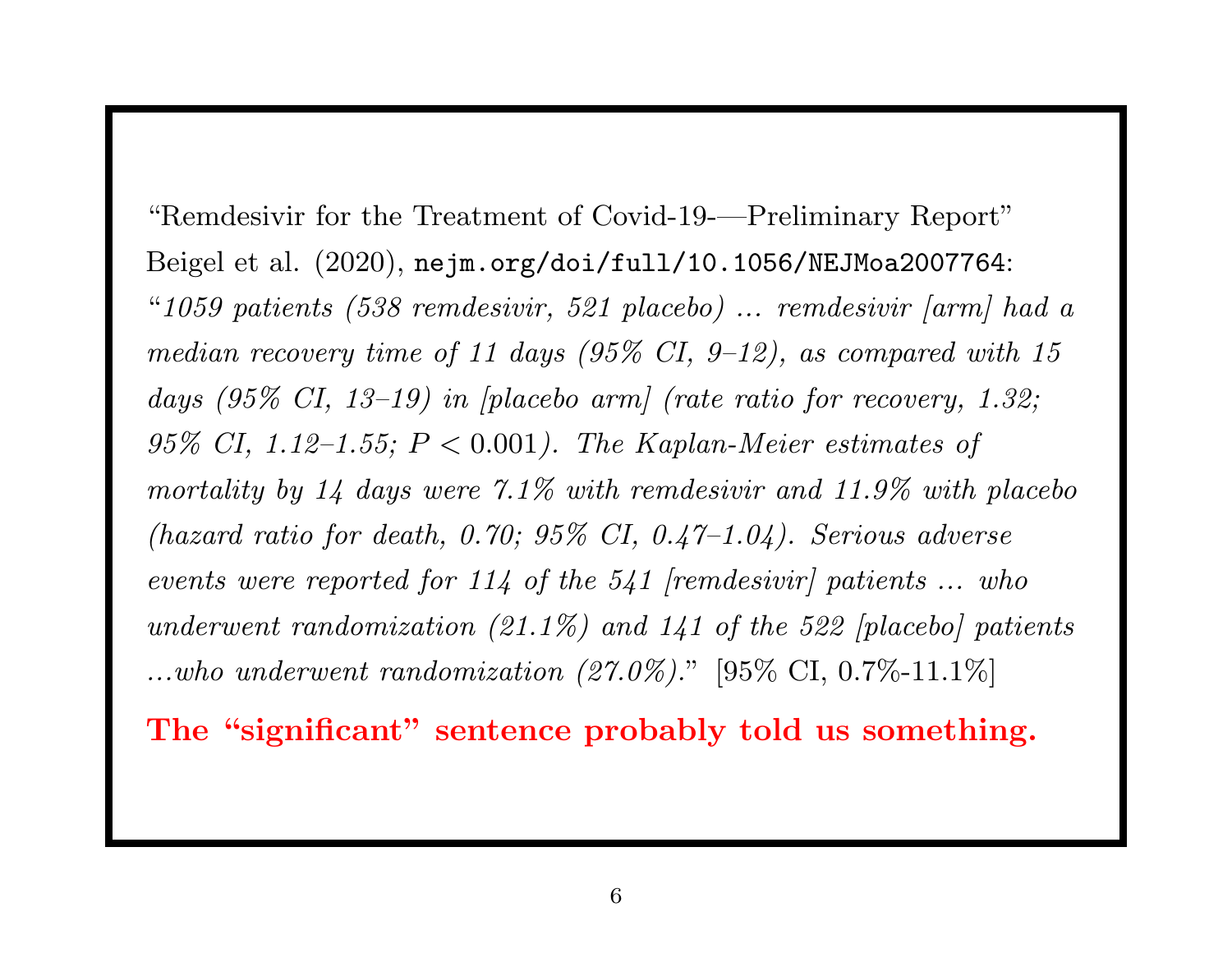"Remdesivir for the Treatment of Covid-19-—Preliminary Report"
Beigel et al. (2020), `nejm.org/doi/full/10.1056/NEJMoa2007764`:
"*1059 patients (538 remdesivir, 521 placebo) ... remdesivir [arm] had a median recovery time of 11 days (95% CI, 9–12), as compared with 15 days (95% CI, 13–19) in [placebo arm] (rate ratio for recovery, 1.32; 95% CI, 1.12–1.55; $P < 0.001$). The Kaplan-Meier estimates of mortality by 14 days were 7.1% with remdesivir and 11.9% with placebo (hazard ratio for death, 0.70; 95% CI, 0.47–1.04). Serious adverse events were reported for 114 of the 541 [remdesivir] patients ... who underwent randomization (21.1%) and 141 of the 522 [placebo] patients ...who underwent randomization (27.0%).*" [95% CI, 0.7%-11.1%]

**The "significant" sentence probably told us something.**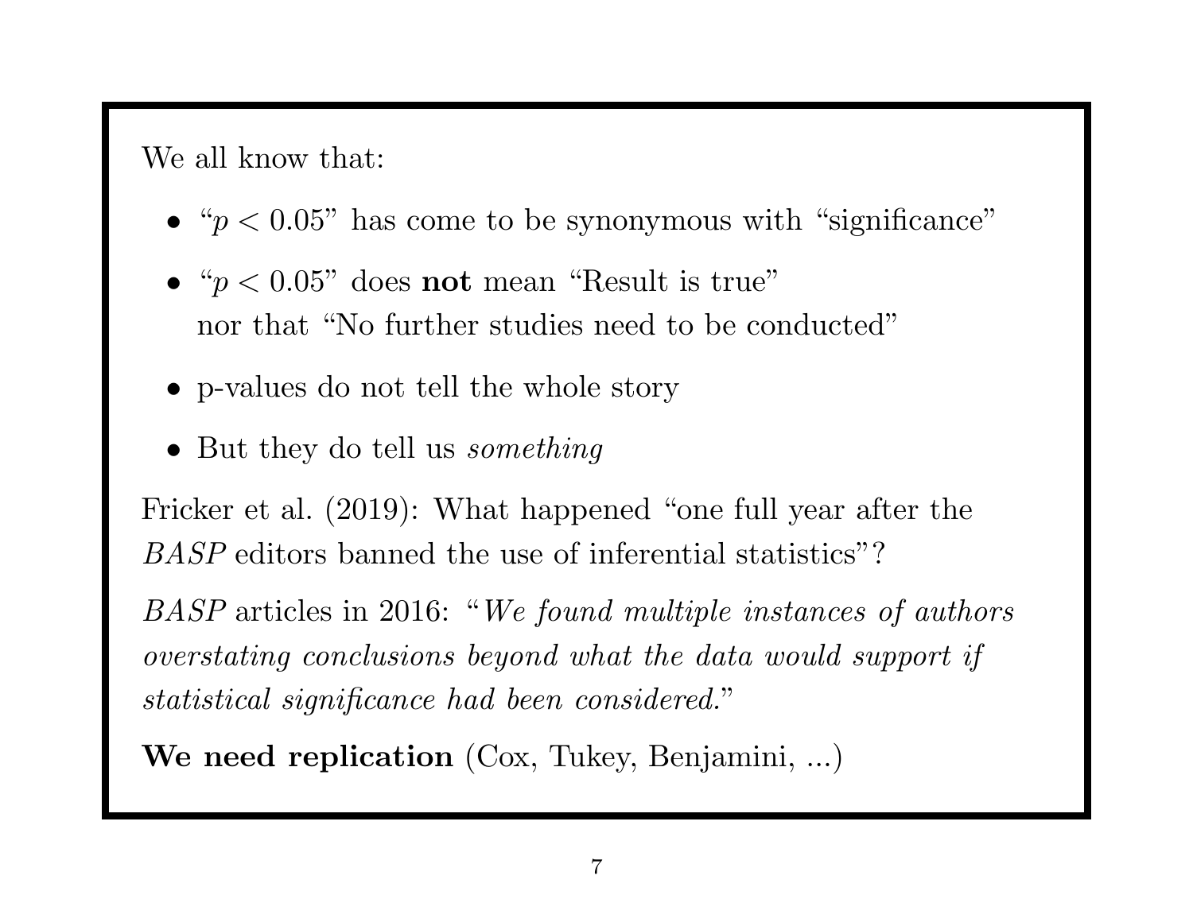We all know that:

- "$p < 0.05$" has come to be synonymous with "significance"
- "$p < 0.05$" does **not** mean "Result is true"
  nor that "No further studies need to be conducted"
- p-values do not tell the whole story
- But they do tell us *something*

Fricker et al. (2019): What happened "one full year after the *BASP* editors banned the use of inferential statistics"?

*BASP* articles in 2016: "*We found multiple instances of authors overstating conclusions beyond what the data would support if statistical significance had been considered.*"

**We need replication** (Cox, Tukey, Benjamini, ...)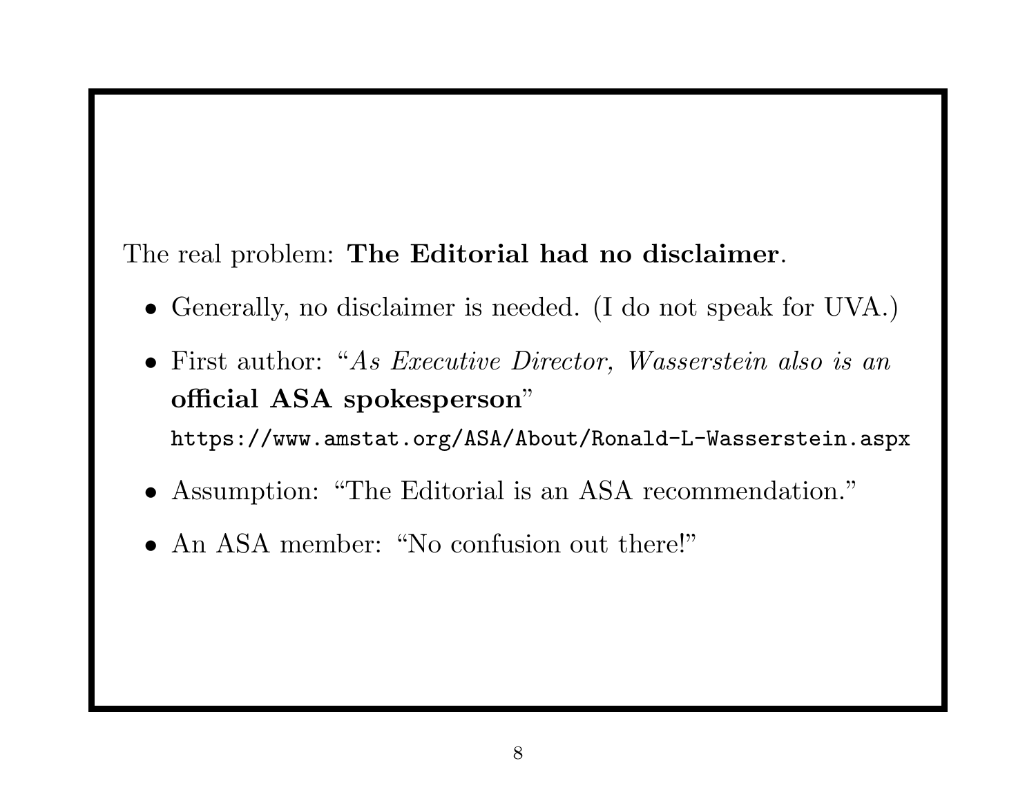The real problem: **The Editorial had no disclaimer**.

- Generally, no disclaimer is needed. (I do not speak for UVA.)
- First author: "*As Executive Director, Wasserstein also is an* **official ASA spokesperson**" `https://www.amstat.org/ASA/About/Ronald-L-Wasserstein.aspx`
- Assumption: "The Editorial is an ASA recommendation."
- An ASA member: "No confusion out there!"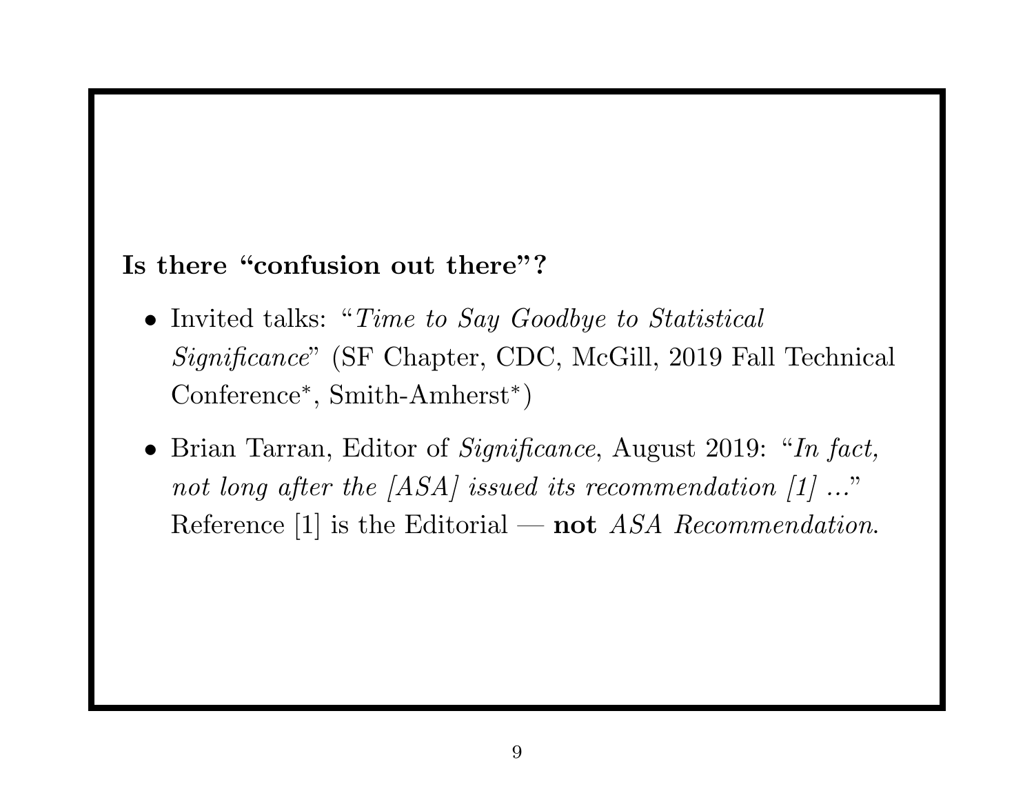**Is there "confusion out there"?**

- Invited talks: "*Time to Say Goodbye to Statistical Significance*" (SF Chapter, CDC, McGill, 2019 Fall Technical Conference*, Smith-Amherst*)
- Brian Tarran, Editor of *Significance*, August 2019: "*In fact, not long after the [ASA] issued its recommendation [1] ...*" Reference [1] is the Editorial — **not** *ASA Recommendation*.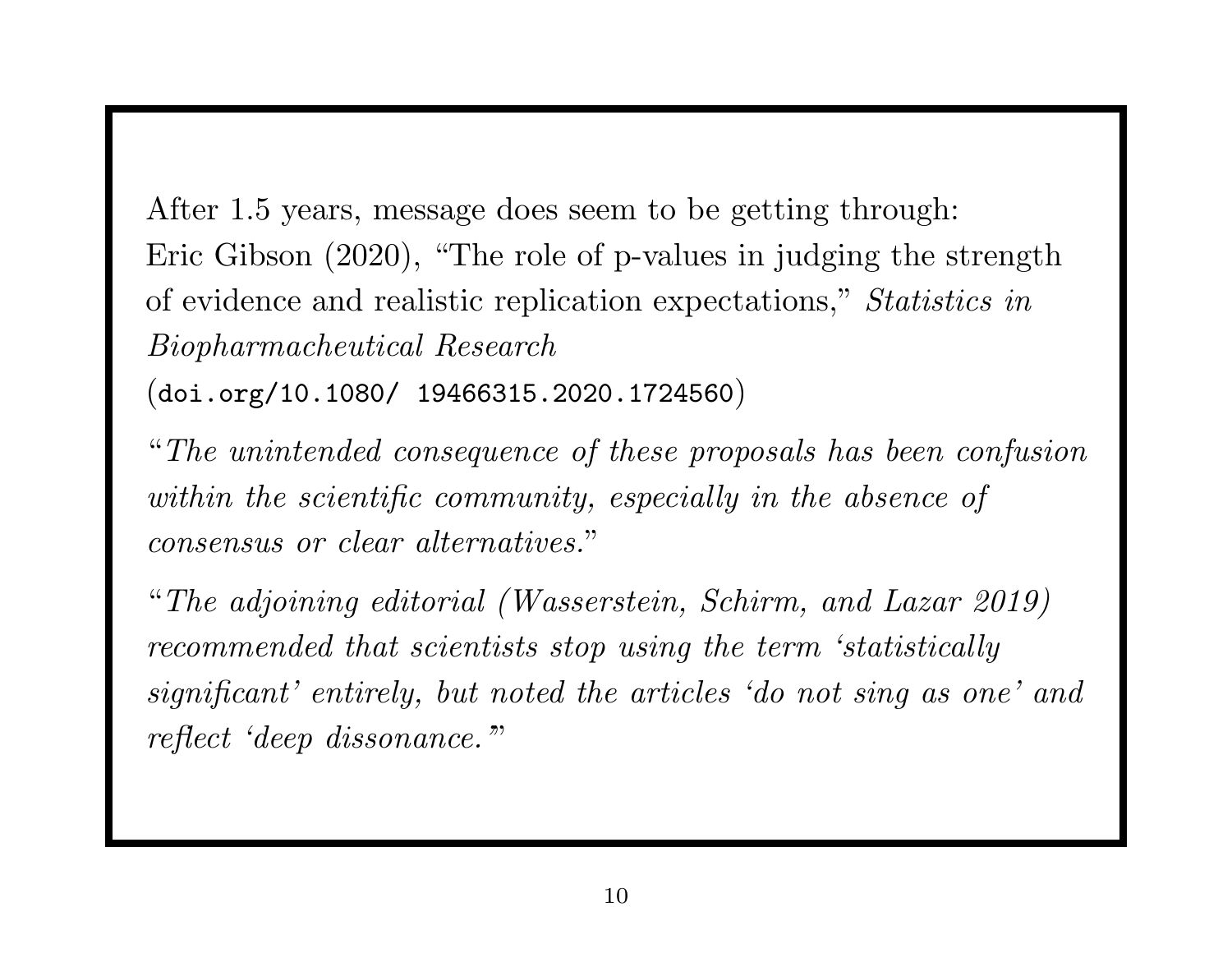After 1.5 years, message does seem to be getting through:
Eric Gibson (2020), "The role of p-values in judging the strength of evidence and realistic replication expectations," *Statistics in Biopharmacheutical Research*
(`doi.org/10.1080/ 19466315.2020.1724560`)

"*The unintended consequence of these proposals has been confusion within the scientific community, especially in the absence of consensus or clear alternatives.*"

"*The adjoining editorial (Wasserstein, Schirm, and Lazar 2019) recommended that scientists stop using the term 'statistically significant' entirely, but noted the articles 'do not sing as one' and reflect 'deep dissonance.'*"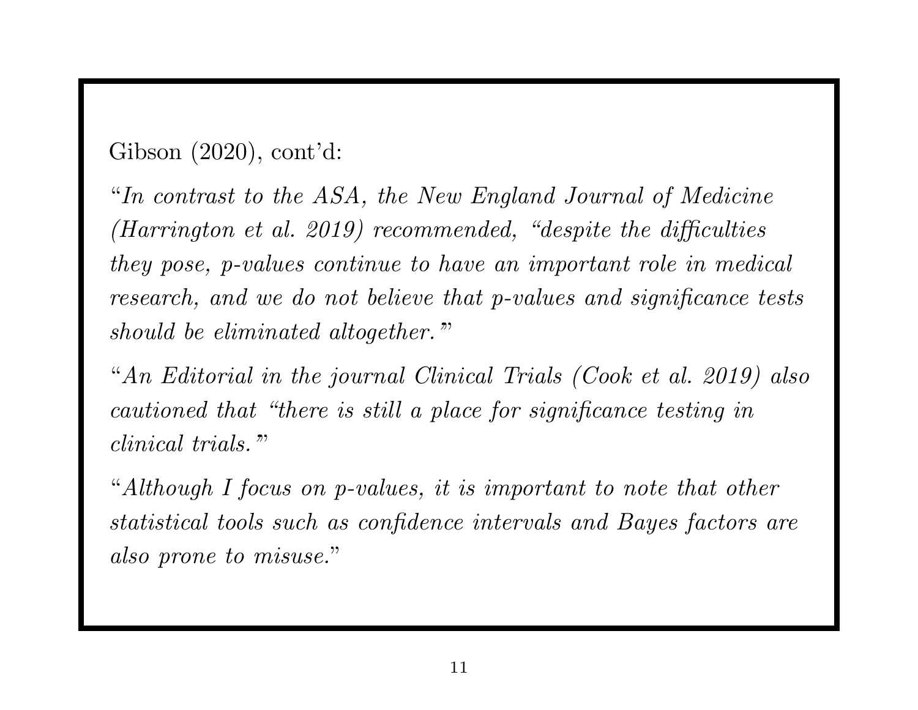Gibson (2020), cont'd:

"*In contrast to the ASA, the New England Journal of Medicine (Harrington et al. 2019) recommended, "despite the difficulties they pose, p-values continue to have an important role in medical research, and we do not believe that p-values and significance tests should be eliminated altogether."*"

"*An Editorial in the journal Clinical Trials (Cook et al. 2019) also cautioned that "there is still a place for significance testing in clinical trials."*"

"*Although I focus on p-values, it is important to note that other statistical tools such as confidence intervals and Bayes factors are also prone to misuse.*"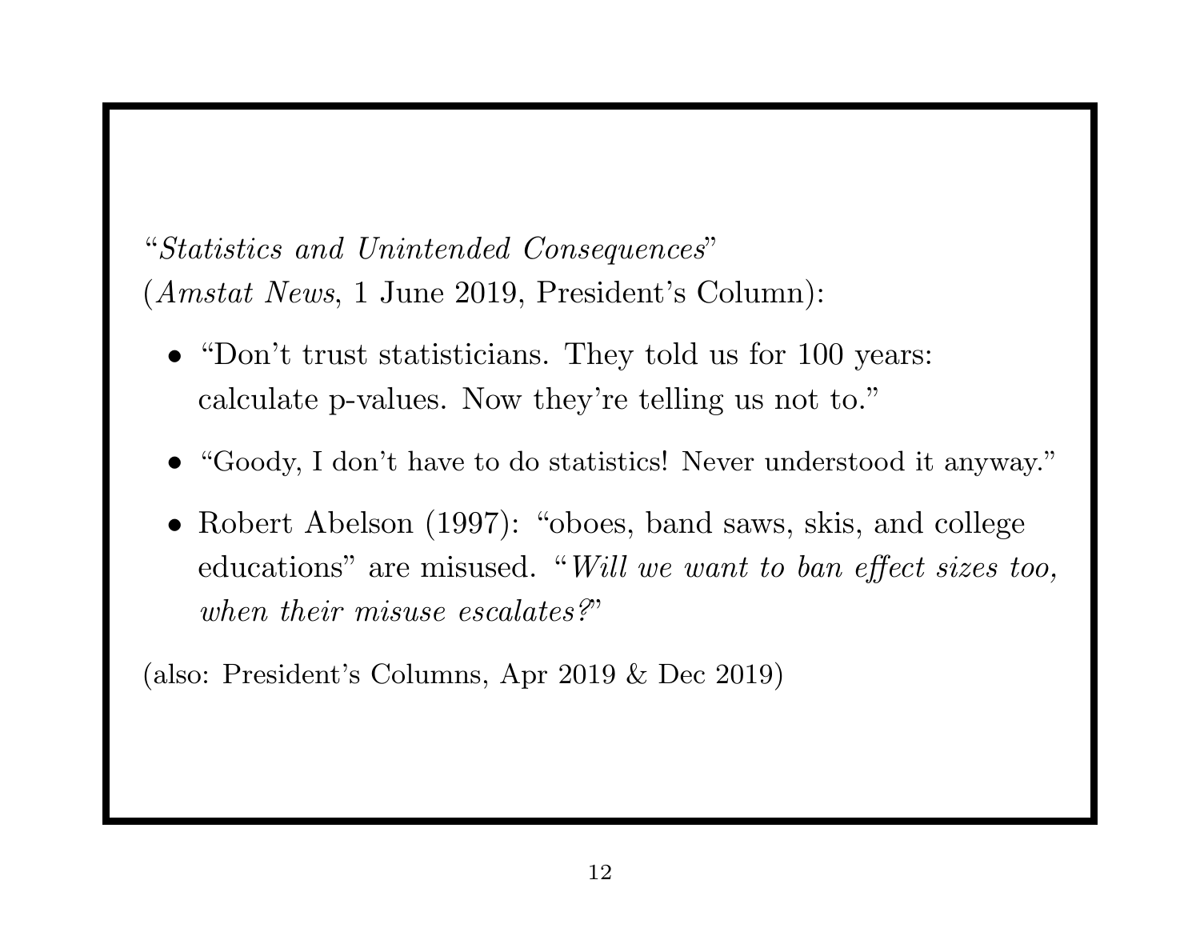"*Statistics and Unintended Consequences*"
(*Amstat News*, 1 June 2019, President's Column):

- "Don't trust statisticians. They told us for 100 years: calculate p-values. Now they're telling us not to."
- "Goody, I don't have to do statistics! Never understood it anyway."
- Robert Abelson (1997): "oboes, band saws, skis, and college educations" are misused. "*Will we want to ban effect sizes too, when their misuse escalates?*"

(also: President's Columns, Apr 2019 & Dec 2019)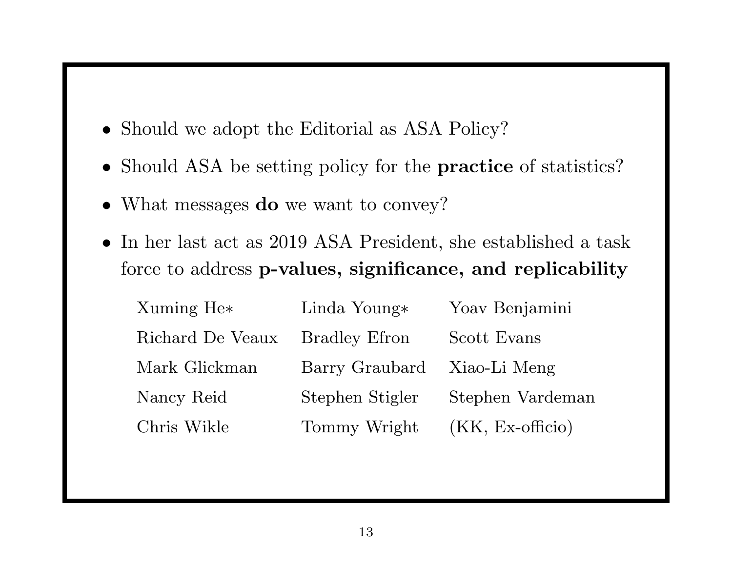- Should we adopt the Editorial as ASA Policy?
- Should ASA be setting policy for the **practice** of statistics?
- What messages **do** we want to convey?
- In her last act as 2019 ASA President, she established a task force to address **p-values, significance, and replicability**

| | | |
|---|---|---|
| Xuming He* | Linda Young* | Yoav Benjamini |
| Richard De Veaux | Bradley Efron | Scott Evans |
| Mark Glickman | Barry Graubard | Xiao-Li Meng |
| Nancy Reid | Stephen Stigler | Stephen Vardeman |
| Chris Wikle | Tommy Wright | (KK, Ex-officio) |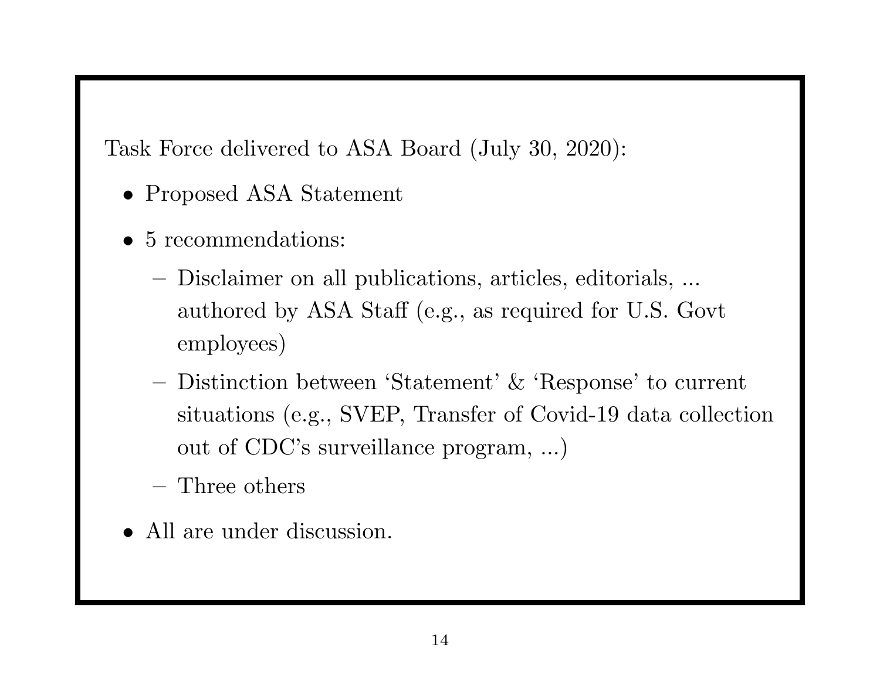Task Force delivered to ASA Board (July 30, 2020):

- Proposed ASA Statement
- 5 recommendations:
  - Disclaimer on all publications, articles, editorials, ... authored by ASA Staff (e.g., as required for U.S. Govt employees)
  - Distinction between 'Statement' & 'Response' to current situations (e.g., SVEP, Transfer of Covid-19 data collection out of CDC's surveillance program, ...)
  - Three others
- All are under discussion.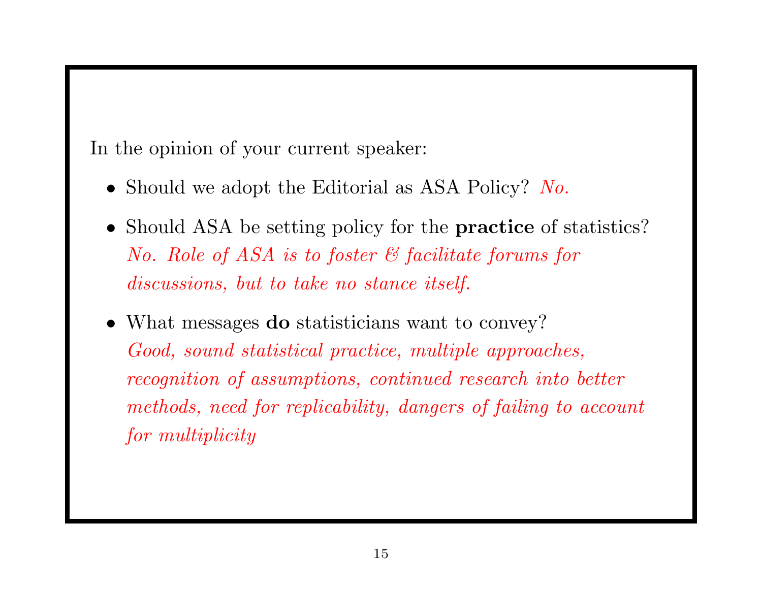In the opinion of your current speaker:

- Should we adopt the Editorial as ASA Policy? *No.*
- Should ASA be setting policy for the **practice** of statistics? *No. Role of ASA is to foster & facilitate forums for discussions, but to take no stance itself.*
- What messages **do** statisticians want to convey? *Good, sound statistical practice, multiple approaches, recognition of assumptions, continued research into better methods, need for replicability, dangers of failing to account for multiplicity*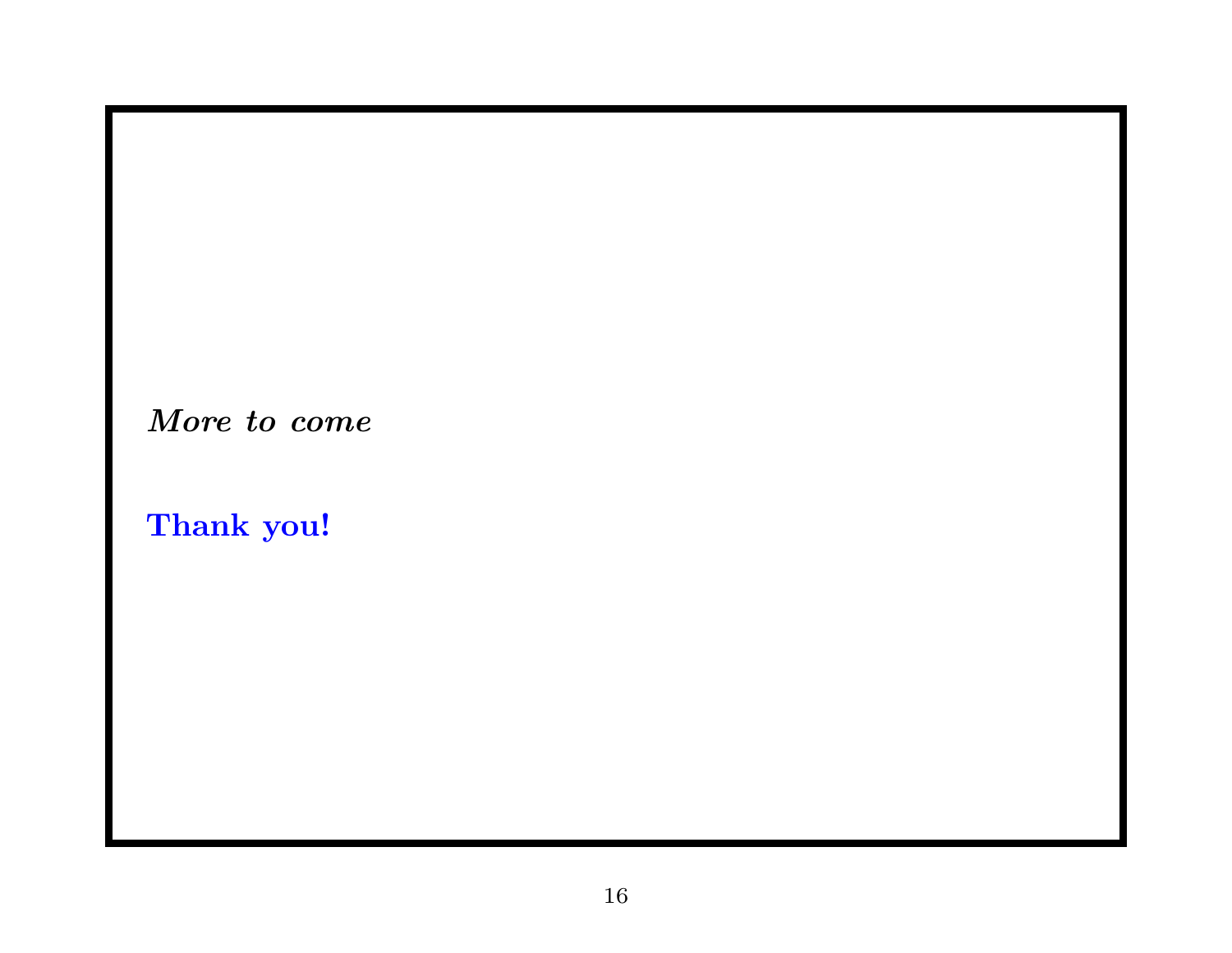***More to come***

**Thank you!**